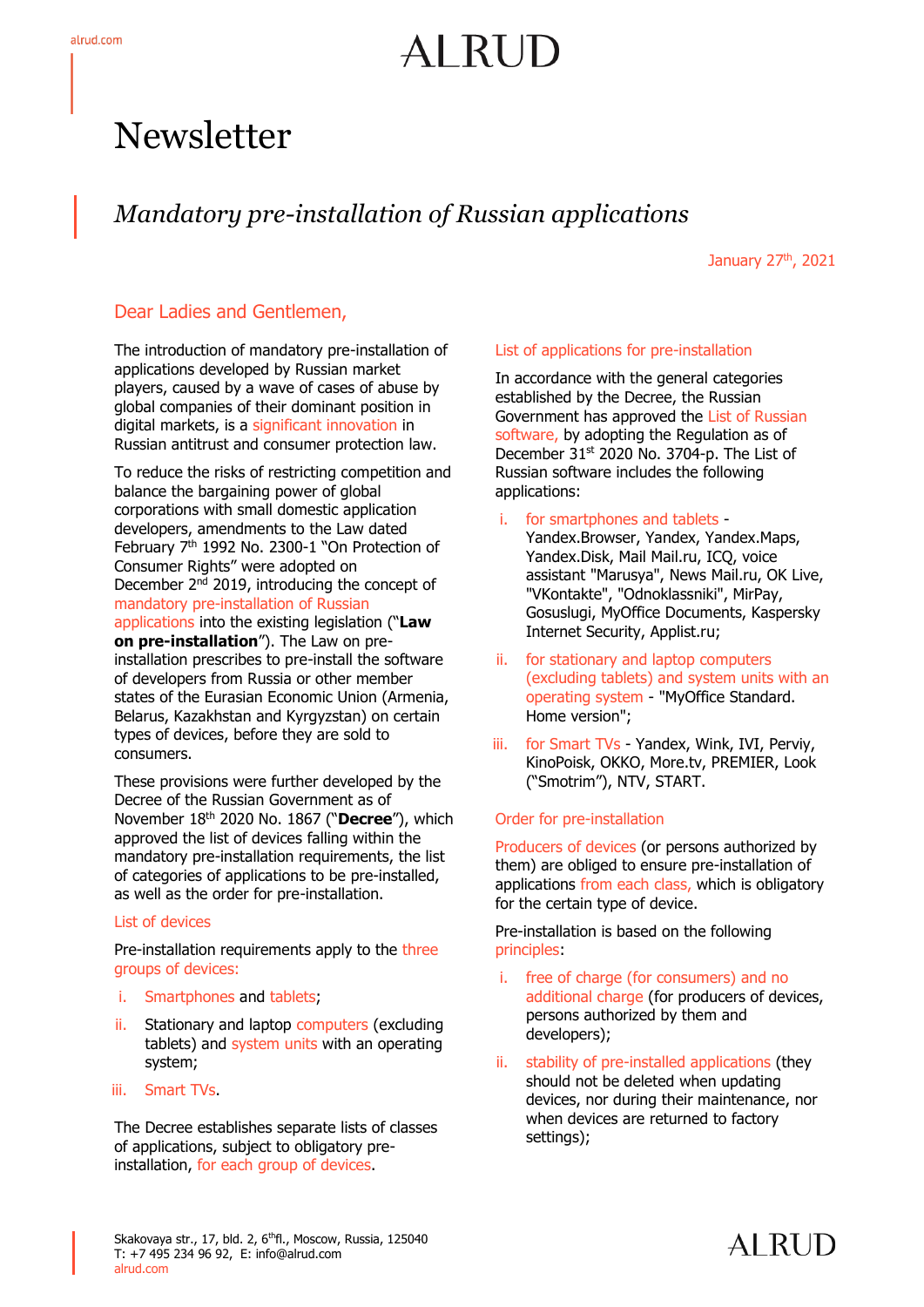# Newsletter

## *Mandatory pre-installation of Russian applications*

January 27th, 2021

### Dear Ladies and Gentlemen,

The introduction of mandatory pre-installation of applications developed by Russian market players, caused by a wave of cases of abuse by global companies of their dominant position in digital markets, is a significant innovation in Russian antitrust and consumer protection law.

To reduce the risks of restricting competition and balance the bargaining power of global corporations with small domestic application developers, amendments to the Law dated February 7th 1992 No. 2300-1 "On Protection of Consumer Rights" were adopted on December 2nd 2019, introducing the concept of mandatory pre-installation of Russian applications into the existing legislation ("**Law on pre-installation**"). The Law on pre-installation prescribes to pre-install the software of developers from Russia or other member states of the Eurasian Economic Union (Armenia, Belarus, Kazakhstan and Kyrgyzstan) on certain types of devices, before they are sold to consumers.

These provisions were further developed by the Decree of the Russian Government as of November 18th 2020 No. 1867 ("**Decree**"), which approved the list of devices falling within the mandatory pre-installation requirements, the list of categories of applications to be pre-installed, as well as the order for pre-installation.

#### List of devices

Pre-installation requirements apply to the three groups of devices:

i. Smartphones and tablets;

ii. Stationary and laptop computers (excluding tablets) and system units with an operating system;

iii. Smart TVs.

The Decree establishes separate lists of classes of applications, subject to obligatory pre-installation, for each group of devices.

#### List of applications for pre-installation

In accordance with the general categories established by the Decree, the Russian Government has approved the List of Russian software, by adopting the Regulation as of December 31st 2020 No. 3704-р. The List of Russian software includes the following applications:

i. for smartphones and tablets - Yandex.Browser, Yandex, Yandex.Maps, Yandex.Disk, Mail Mail.ru, ICQ, voice assistant "Marusya", News Mail.ru, OK Live, "VKontakte", "Odnoklassniki", MirPay, Gosuslugi, MyOffice Documents, Kaspersky Internet Security, Applist.ru;

ii. for stationary and laptop computers (excluding tablets) and system units with an operating system - "MyOffice Standard. Home version";

iii. for Smart TVs - Yandex, Wink, IVI, Perviy, KinoPoisk, OKKO, More.tv, PREMIER, Look ("Smotrim"), NTV, START.

#### Order for pre-installation

Producers of devices (or persons authorized by them) are obliged to ensure pre-installation of applications from each class, which is obligatory for the certain type of device.

Pre-installation is based on the following principles:

i. free of charge (for consumers) and no additional charge (for producers of devices, persons authorized by them and developers);

ii. stability of pre-installed applications (they should not be deleted when updating devices, nor during their maintenance, nor when devices are returned to factory settings);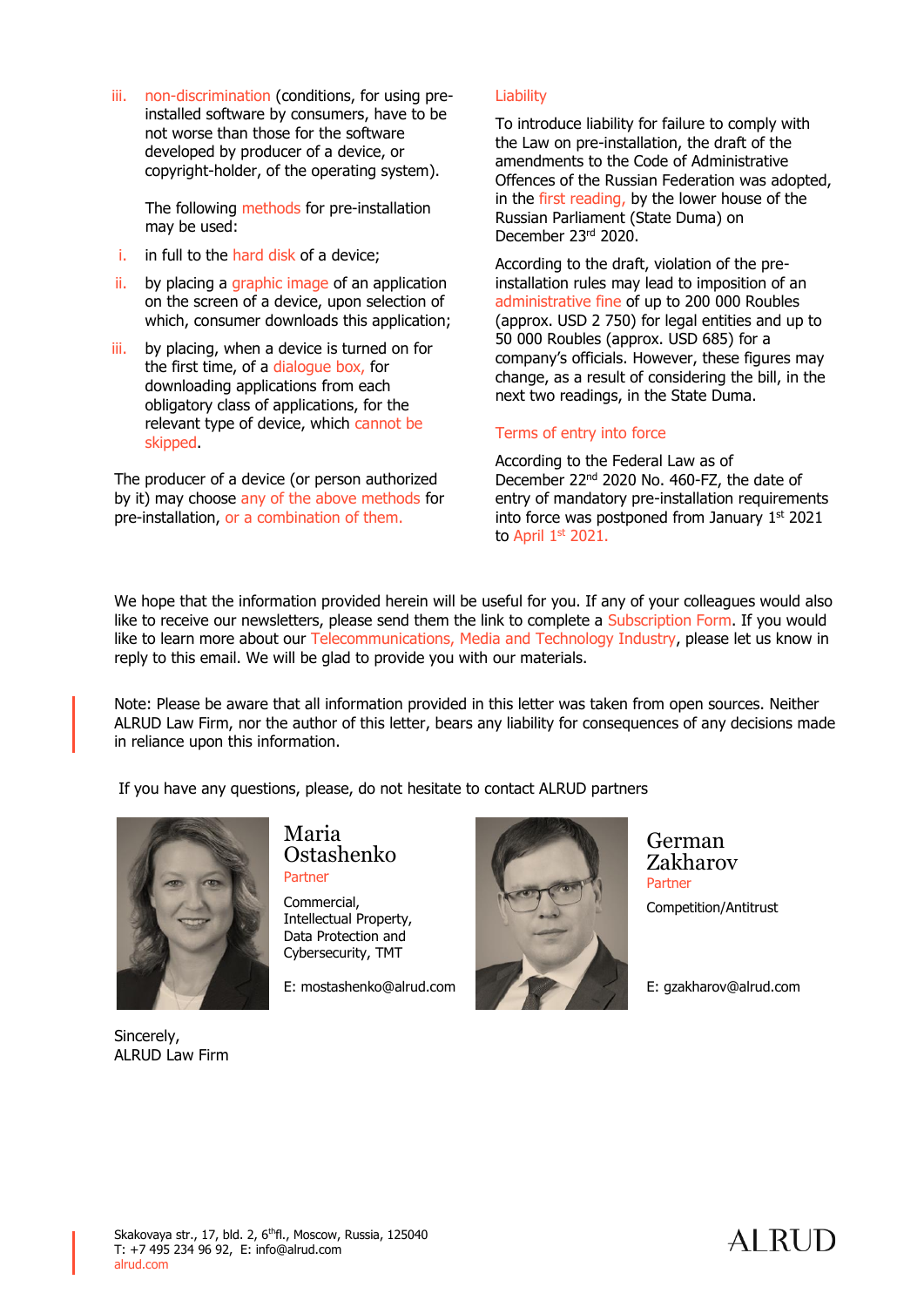iii. non-discrimination (conditions, for using pre-installed software by consumers, have to be not worse than those for the software developed by producer of a device, or copyright-holder, of the operating system).

The following methods for pre-installation may be used:

i. in full to the hard disk of a device;

ii. by placing a graphic image of an application on the screen of a device, upon selection of which, consumer downloads this application;

iii. by placing, when a device is turned on for the first time, of a dialogue box, for downloading applications from each obligatory class of applications, for the relevant type of device, which cannot be skipped.

The producer of a device (or person authorized by it) may choose any of the above methods for pre-installation, or a combination of them.

## Liability

To introduce liability for failure to comply with the Law on pre-installation, the draft of the amendments to the Code of Administrative Offences of the Russian Federation was adopted, in the first reading, by the lower house of the Russian Parliament (State Duma) on December 23rd 2020.

According to the draft, violation of the pre-installation rules may lead to imposition of an administrative fine of up to 200 000 Roubles (approx. USD 2 750) for legal entities and up to 50 000 Roubles (approx. USD 685) for a company's officials. However, these figures may change, as a result of considering the bill, in the next two readings, in the State Duma.

## Terms of entry into force

According to the Federal Law as of December 22nd 2020 No. 460-FZ, the date of entry of mandatory pre-installation requirements into force was postponed from January 1st 2021 to April 1st 2021.

We hope that the information provided herein will be useful for you. If any of your colleagues would also like to receive our newsletters, please send them the link to complete a Subscription Form. If you would like to learn more about our Telecommunications, Media and Technology Industry, please let us know in reply to this email. We will be glad to provide you with our materials.

Note: Please be aware that all information provided in this letter was taken from open sources. Neither ALRUD Law Firm, nor the author of this letter, bears any liability for consequences of any decisions made in reliance upon this information.

If you have any questions, please, do not hesitate to contact ALRUD partners

**Maria Ostashenko**
Partner

Commercial, Intellectual Property, Data Protection and Cybersecurity, TMT

E: mostashenko@alrud.com

**German Zakharov**
Partner

Competition/Antitrust

E: gzakharov@alrud.com

Sincerely,
ALRUD Law Firm

Skakovaya str., 17, bld. 2, 6th fl., Moscow, Russia, 125040
T: +7 495 234 96 92, E: info@alrud.com
alrud.com

ALRUD